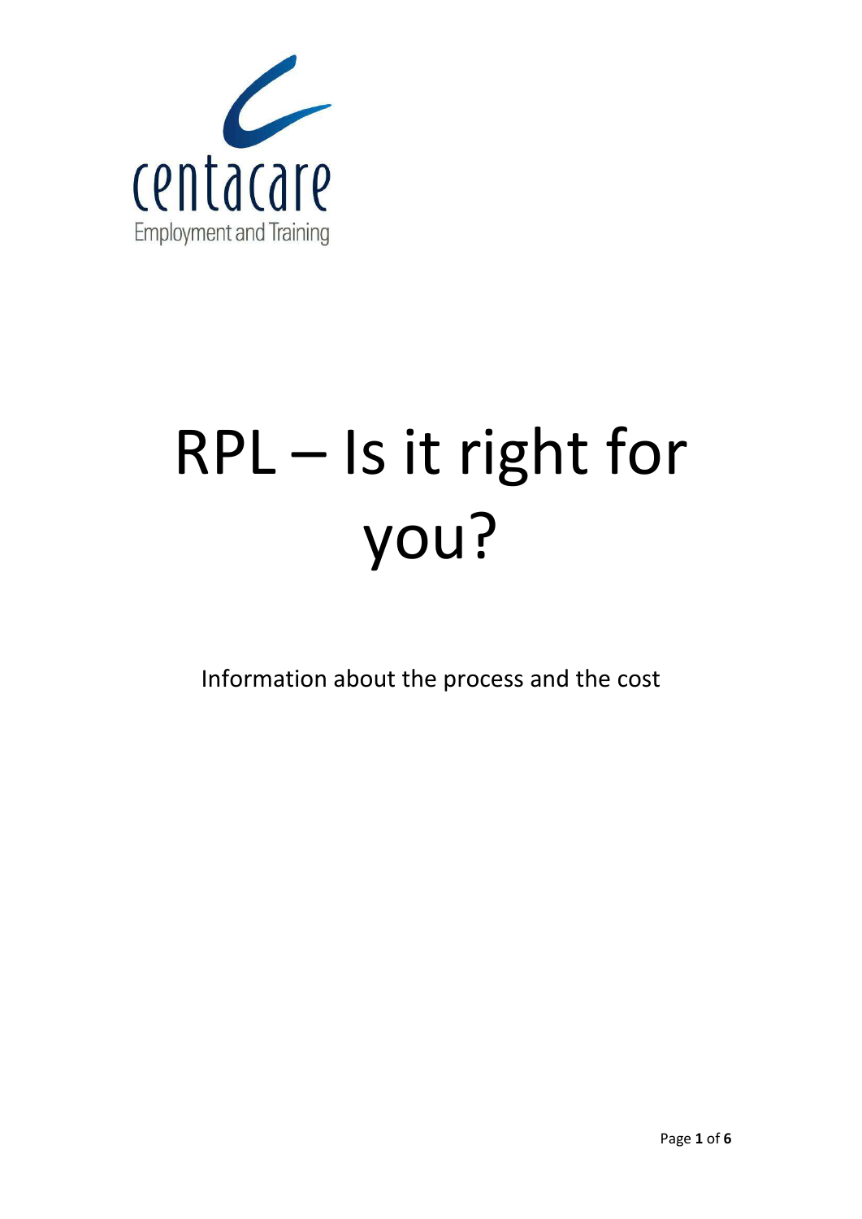centacare

Employment and Training

# RPL – Is it right for you?

Information about the process and the cost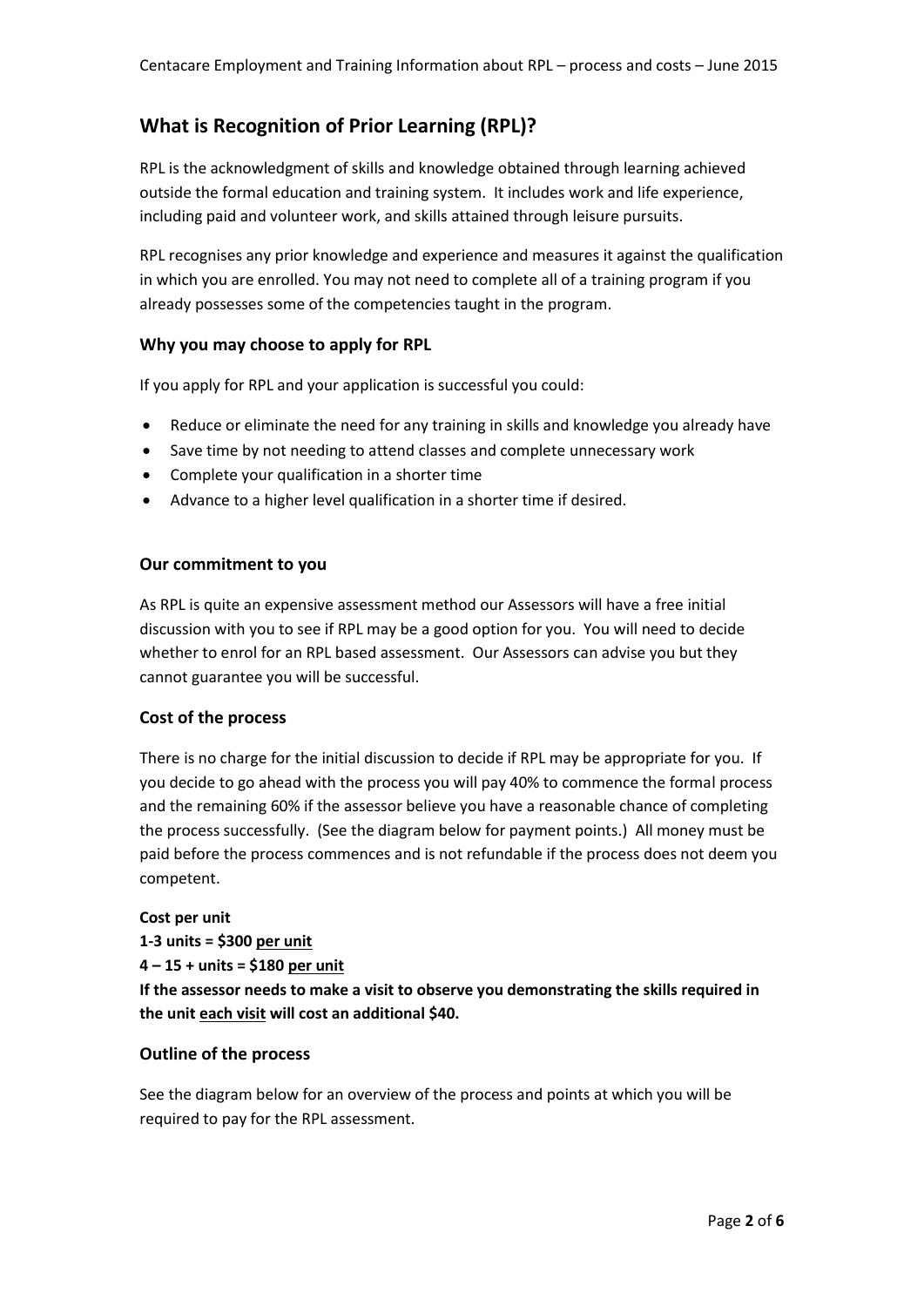## What is Recognition of Prior Learning (RPL)?

RPL is the acknowledgment of skills and knowledge obtained through learning achieved outside the formal education and training system. It includes work and life experience, including paid and volunteer work, and skills attained through leisure pursuits.

RPL recognises any prior knowledge and experience and measures it against the qualification in which you are enrolled. You may not need to complete all of a training program if you already possesses some of the competencies taught in the program.

### Why you may choose to apply for RPL

If you apply for RPL and your application is successful you could:

- Reduce or eliminate the need for any training in skills and knowledge you already have
- Save time by not needing to attend classes and complete unnecessary work
- Complete your qualification in a shorter time
- Advance to a higher level qualification in a shorter time if desired.

### Our commitment to you

As RPL is quite an expensive assessment method our Assessors will have a free initial discussion with you to see if RPL may be a good option for you. You will need to decide whether to enrol for an RPL based assessment. Our Assessors can advise you but they cannot guarantee you will be successful.

### Cost of the process

There is no charge for the initial discussion to decide if RPL may be appropriate for you. If you decide to go ahead with the process you will pay 40% to commence the formal process and the remaining 60% if the assessor believe you have a reasonable chance of completing the process successfully. (See the diagram below for payment points.) All money must be paid before the process commences and is not refundable if the process does not deem you competent.

**Cost per unit**
**1-3 units = $300 <u>per unit</u>**
**4 – 15 + units = $180 <u>per unit</u>**
**If the assessor needs to make a visit to observe you demonstrating the skills required in the unit <u>each visit</u> will cost an additional $40.**

### Outline of the process

See the diagram below for an overview of the process and points at which you will be required to pay for the RPL assessment.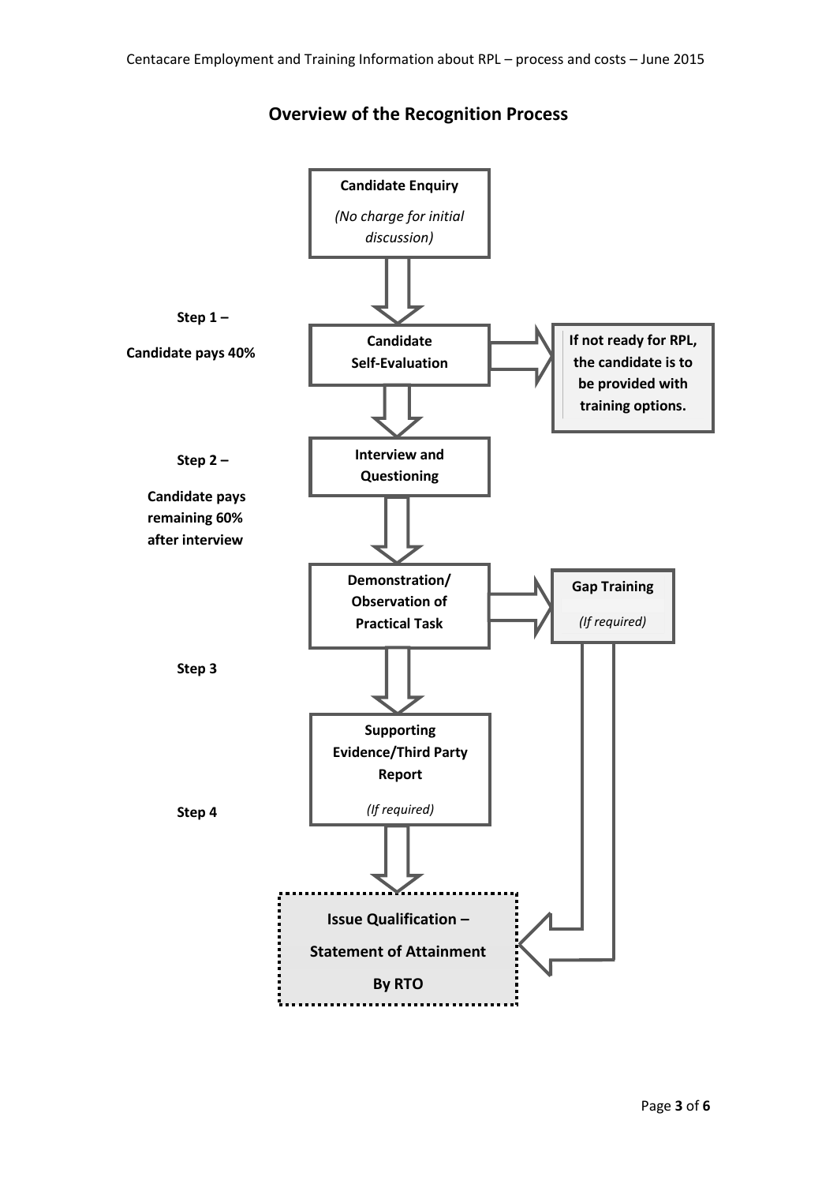## Overview of the Recognition Process

**Candidate Enquiry**
*(No charge for initial discussion)*

**Step 1 – Candidate pays 40%**

**Candidate Self-Evaluation**

- **If not ready for RPL, the candidate is to be provided with training options.**

**Step 2 – Candidate pays remaining 60% after interview**

**Interview and Questioning**

**Demonstration/ Observation of Practical Task**

- **Gap Training** *(If required)*

**Step 3**

**Supporting Evidence/Third Party Report**
*(If required)*

**Step 4**

**Issue Qualification – Statement of Attainment By RTO**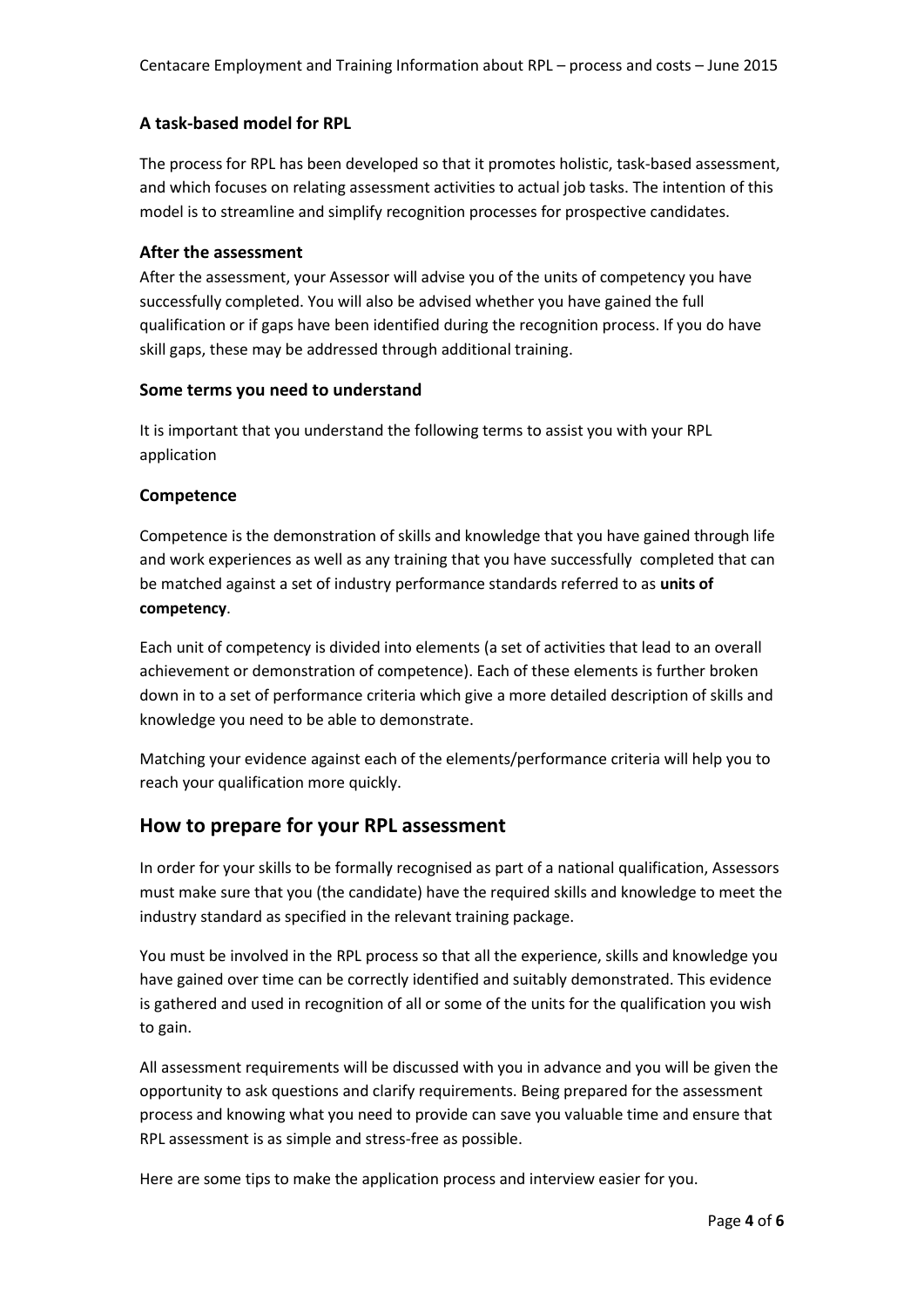### A task-based model for RPL

The process for RPL has been developed so that it promotes holistic, task-based assessment, and which focuses on relating assessment activities to actual job tasks. The intention of this model is to streamline and simplify recognition processes for prospective candidates.

### After the assessment

After the assessment, your Assessor will advise you of the units of competency you have successfully completed. You will also be advised whether you have gained the full qualification or if gaps have been identified during the recognition process. If you do have skill gaps, these may be addressed through additional training.

### Some terms you need to understand

It is important that you understand the following terms to assist you with your RPL application

### Competence

Competence is the demonstration of skills and knowledge that you have gained through life and work experiences as well as any training that you have successfully completed that can be matched against a set of industry performance standards referred to as **units of competency**.

Each unit of competency is divided into elements (a set of activities that lead to an overall achievement or demonstration of competence). Each of these elements is further broken down in to a set of performance criteria which give a more detailed description of skills and knowledge you need to be able to demonstrate.

Matching your evidence against each of the elements/performance criteria will help you to reach your qualification more quickly.

## How to prepare for your RPL assessment

In order for your skills to be formally recognised as part of a national qualification, Assessors must make sure that you (the candidate) have the required skills and knowledge to meet the industry standard as specified in the relevant training package.

You must be involved in the RPL process so that all the experience, skills and knowledge you have gained over time can be correctly identified and suitably demonstrated. This evidence is gathered and used in recognition of all or some of the units for the qualification you wish to gain.

All assessment requirements will be discussed with you in advance and you will be given the opportunity to ask questions and clarify requirements. Being prepared for the assessment process and knowing what you need to provide can save you valuable time and ensure that RPL assessment is as simple and stress-free as possible.

Here are some tips to make the application process and interview easier for you.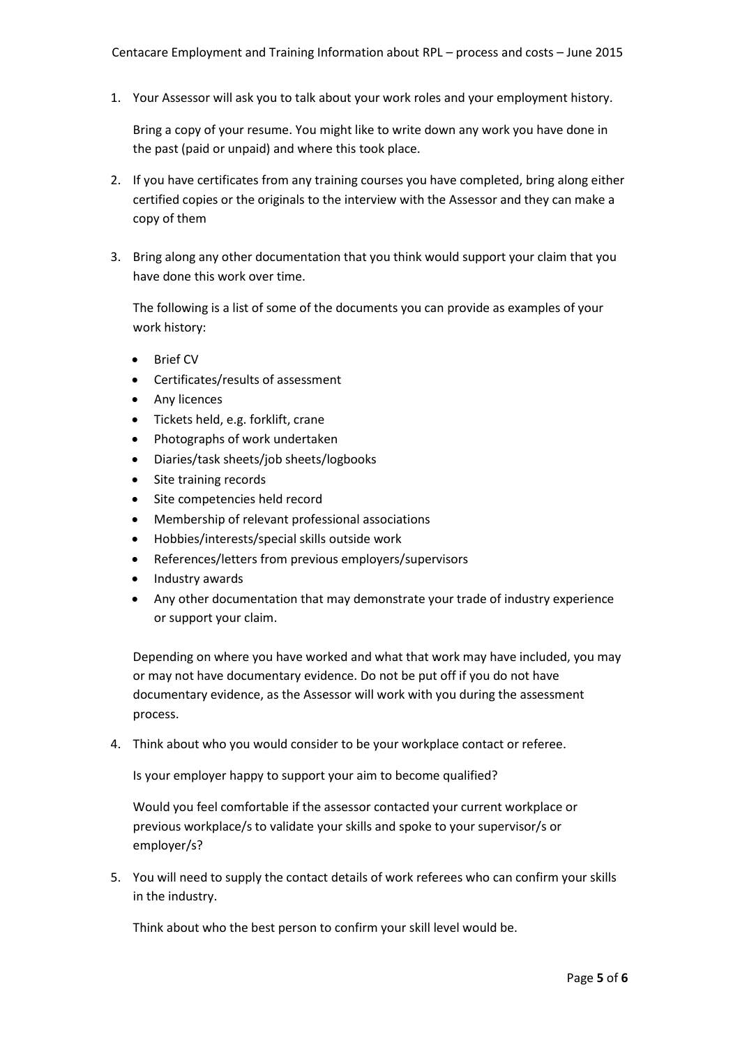1. Your Assessor will ask you to talk about your work roles and your employment history.

   Bring a copy of your resume. You might like to write down any work you have done in the past (paid or unpaid) and where this took place.

2. If you have certificates from any training courses you have completed, bring along either certified copies or the originals to the interview with the Assessor and they can make a copy of them

3. Bring along any other documentation that you think would support your claim that you have done this work over time.

   The following is a list of some of the documents you can provide as examples of your work history:

   - Brief CV
   - Certificates/results of assessment
   - Any licences
   - Tickets held, e.g. forklift, crane
   - Photographs of work undertaken
   - Diaries/task sheets/job sheets/logbooks
   - Site training records
   - Site competencies held record
   - Membership of relevant professional associations
   - Hobbies/interests/special skills outside work
   - References/letters from previous employers/supervisors
   - Industry awards
   - Any other documentation that may demonstrate your trade of industry experience or support your claim.

   Depending on where you have worked and what that work may have included, you may or may not have documentary evidence. Do not be put off if you do not have documentary evidence, as the Assessor will work with you during the assessment process.

4. Think about who you would consider to be your workplace contact or referee.

   Is your employer happy to support your aim to become qualified?

   Would you feel comfortable if the assessor contacted your current workplace or previous workplace/s to validate your skills and spoke to your supervisor/s or employer/s?

5. You will need to supply the contact details of work referees who can confirm your skills in the industry.

   Think about who the best person to confirm your skill level would be.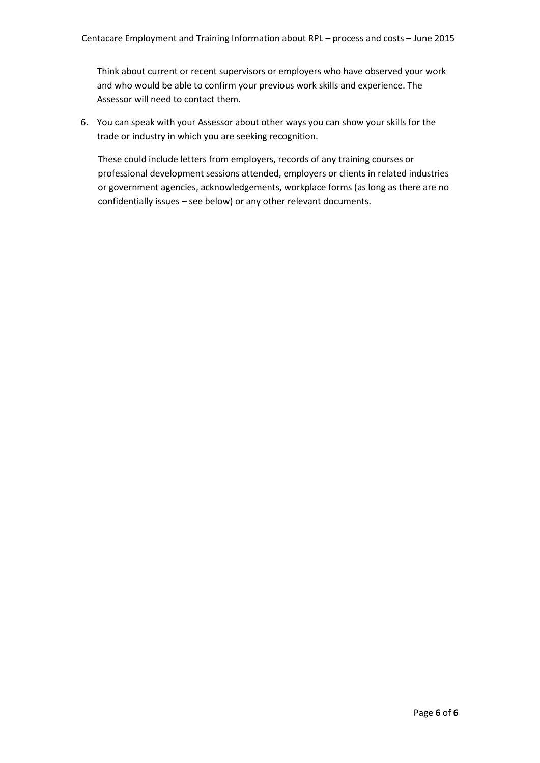Think about current or recent supervisors or employers who have observed your work and who would be able to confirm your previous work skills and experience. The Assessor will need to contact them.

6. You can speak with your Assessor about other ways you can show your skills for the trade or industry in which you are seeking recognition.

   These could include letters from employers, records of any training courses or professional development sessions attended, employers or clients in related industries or government agencies, acknowledgements, workplace forms (as long as there are no confidentially issues – see below) or any other relevant documents.